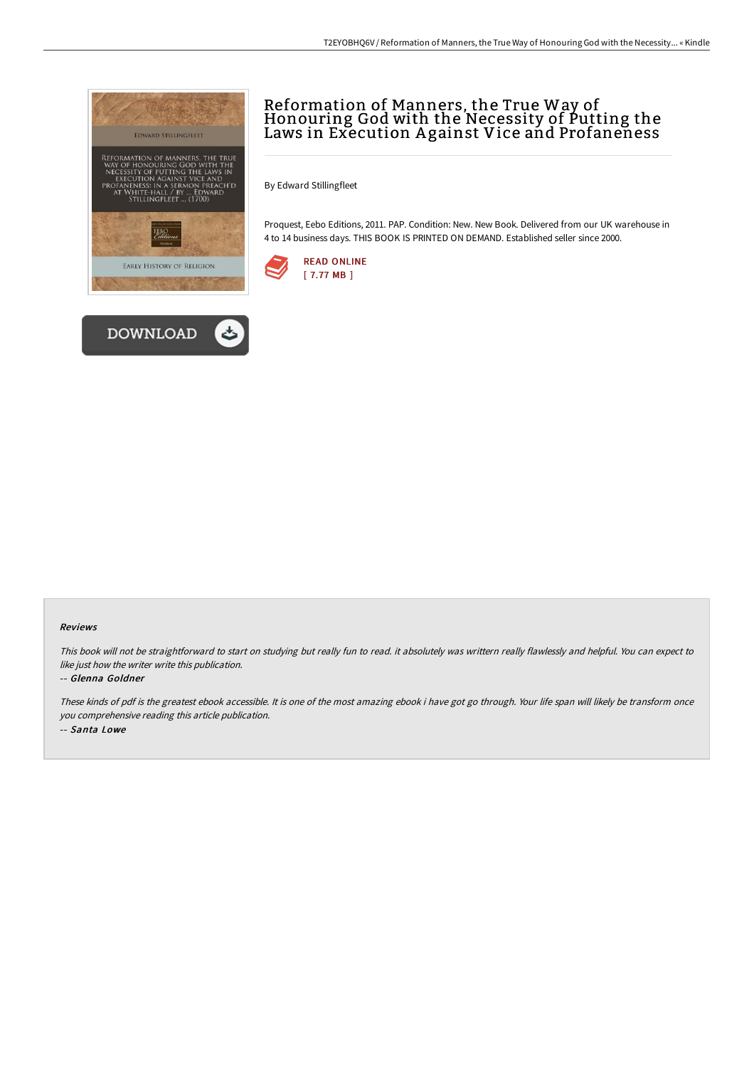# Reformation of Manners, the True Way of Honouring God with the Necessity of Putting the Laws in Execution Against Vice and Profaneness

By Edward Stillingfleet

Proquest, Eebo Editions, 2011. PAP. Condition: New. New Book. Delivered from our UK warehouse in 4 to 14 business days. THIS BOOK IS PRINTED ON DEMAND. Established seller since 2000.

READ ONLINE
[ 7.77 MB ]

DOWNLOAD

### Reviews

*This book will not be straightforward to start on studying but really fun to read. it absolutely was writtern really flawlessly and helpful. You can expect to like just how the writer write this publication.*

-- ***Glenna Goldner***

*These kinds of pdf is the greatest ebook accessible. It is one of the most amazing ebook i have got go through. Your life span will likely be transform once you comprehensive reading this article publication.*

-- ***Santa Lowe***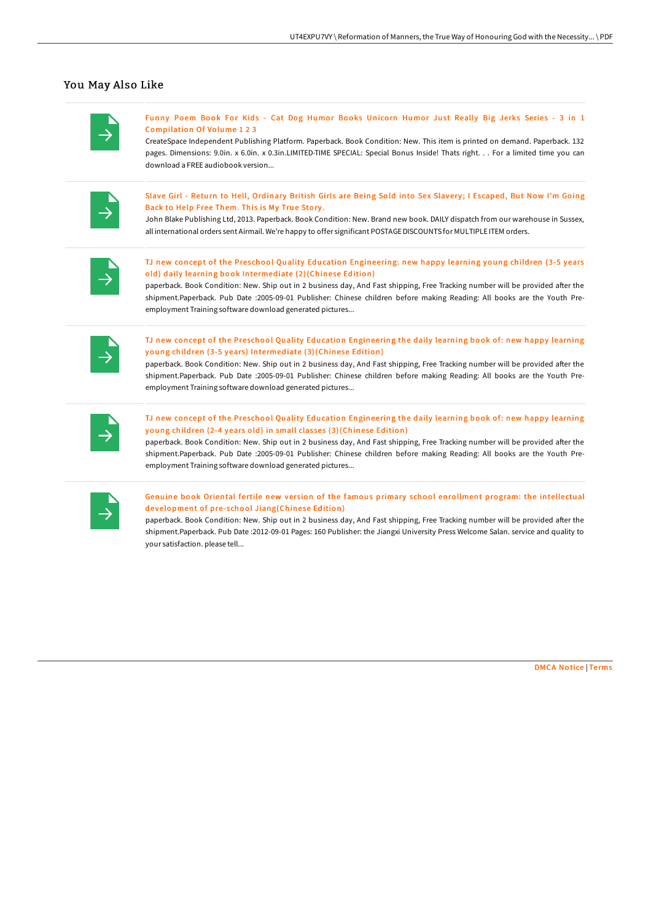## You May Also Like

**Funny Poem Book For Kids - Cat Dog Humor Books Unicorn Humor Just Really Big Jerks Series - 3 in 1 Compilation Of Volume 1 2 3**

CreateSpace Independent Publishing Platform. Paperback. Book Condition: New. This item is printed on demand. Paperback. 132 pages. Dimensions: 9.0in. x 6.0in. x 0.3in.LIMITED-TIME SPECIAL: Special Bonus Inside! Thats right. . . For a limited time you can download a FREE audiobook version...

**Slave Girl - Return to Hell, Ordinary British Girls are Being Sold into Sex Slavery; I Escaped, But Now I'm Going Back to Help Free Them. This is My True Story.**

John Blake Publishing Ltd, 2013. Paperback. Book Condition: New. Brand new book. DAILY dispatch from our warehouse in Sussex, all international orders sent Airmail. We're happy to offer significant POSTAGE DISCOUNTS for MULTIPLE ITEM orders.

**TJ new concept of the Preschool Quality Education Engineering: new happy learning young children (3-5 years old) daily learning book Intermediate (2)(Chinese Edition)**

paperback. Book Condition: New. Ship out in 2 business day, And Fast shipping, Free Tracking number will be provided after the shipment.Paperback. Pub Date :2005-09-01 Publisher: Chinese children before making Reading: All books are the Youth Pre-employment Training software download generated pictures...

**TJ new concept of the Preschool Quality Education Engineering the daily learning book of: new happy learning young children (3-5 years) Intermediate (3)(Chinese Edition)**

paperback. Book Condition: New. Ship out in 2 business day, And Fast shipping, Free Tracking number will be provided after the shipment.Paperback. Pub Date :2005-09-01 Publisher: Chinese children before making Reading: All books are the Youth Pre-employment Training software download generated pictures...

**TJ new concept of the Preschool Quality Education Engineering the daily learning book of: new happy learning young children (2-4 years old) in small classes (3)(Chinese Edition)**

paperback. Book Condition: New. Ship out in 2 business day, And Fast shipping, Free Tracking number will be provided after the shipment.Paperback. Pub Date :2005-09-01 Publisher: Chinese children before making Reading: All books are the Youth Pre-employment Training software download generated pictures...

**Genuine book Oriental fertile new version of the famous primary school enrollment program: the intellectual development of pre-school Jiang(Chinese Edition)**

paperback. Book Condition: New. Ship out in 2 business day, And Fast shipping, Free Tracking number will be provided after the shipment.Paperback. Pub Date :2012-09-01 Pages: 160 Publisher: the Jiangxi University Press Welcome Salan. service and quality to your satisfaction. please tell...

DMCA Notice | Terms